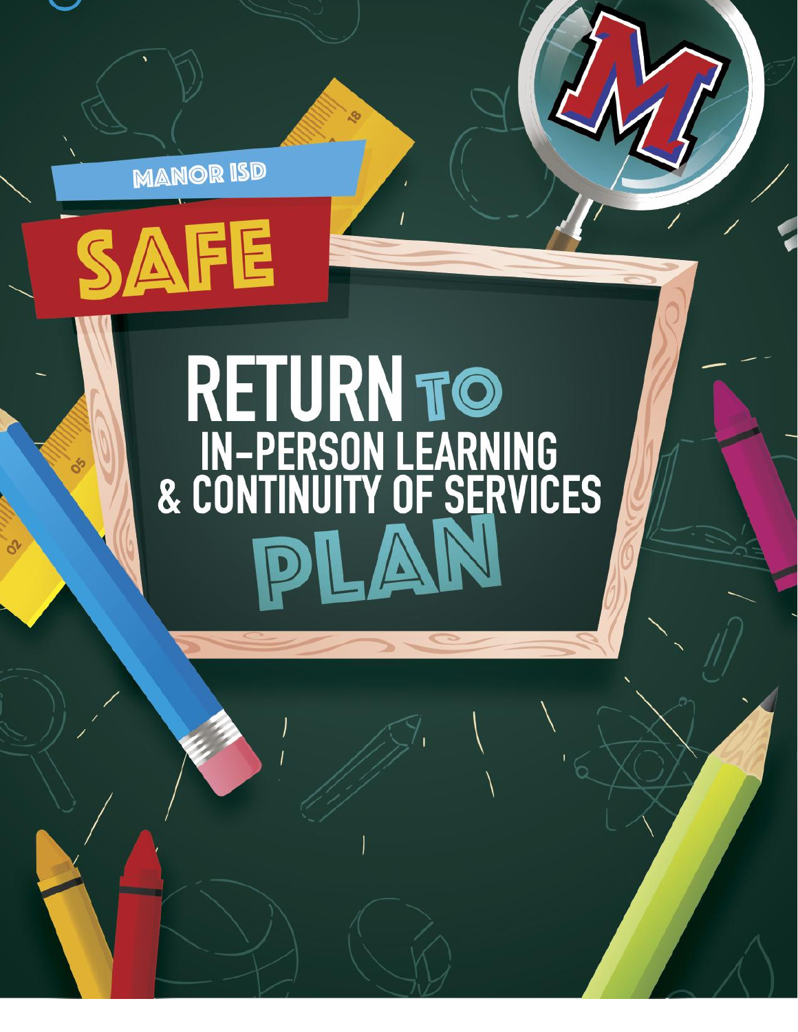MANOR ISD

# SAFE RETURN TO IN-PERSON LEARNING & CONTINUITY OF SERVICES PLAN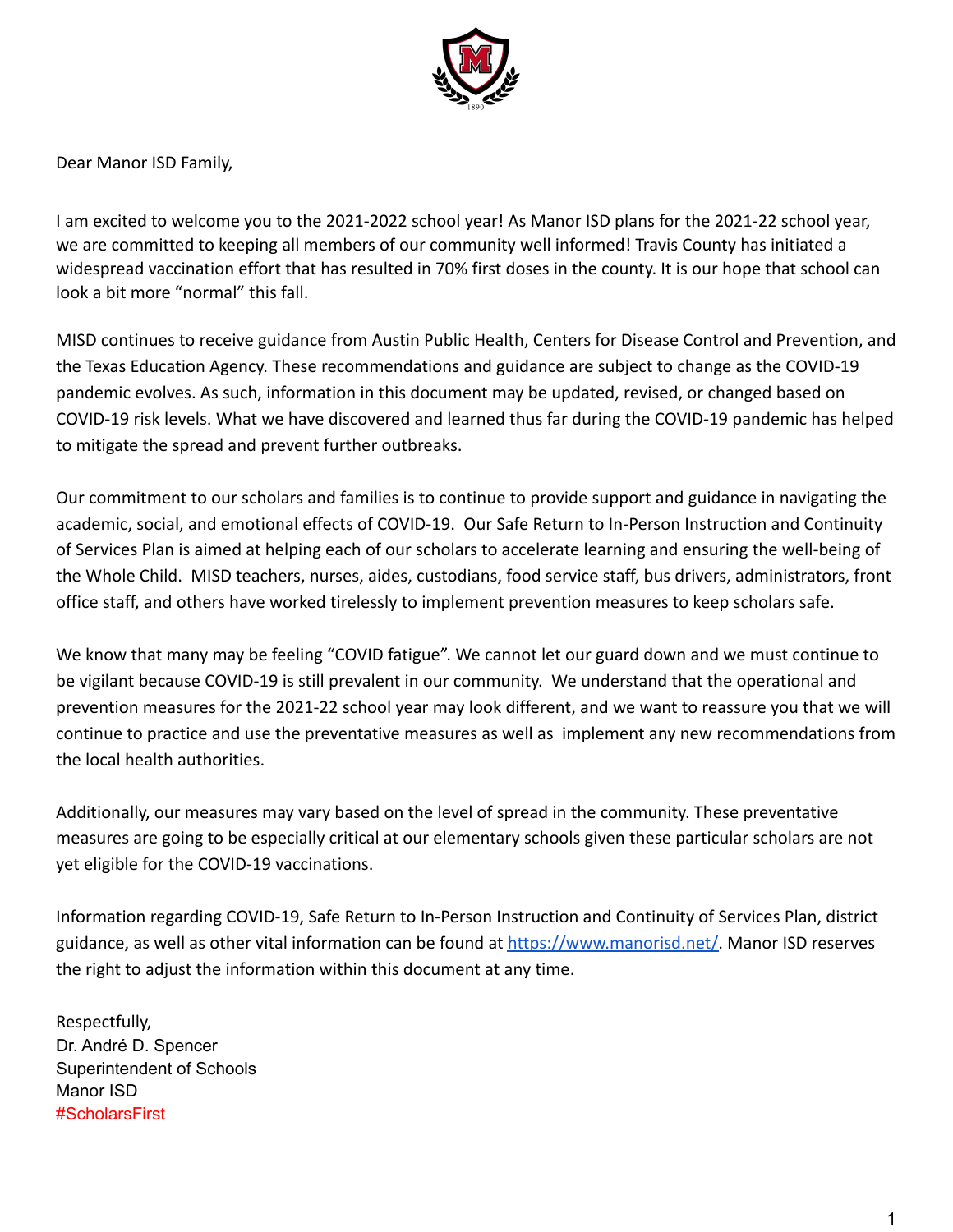Dear Manor ISD Family,

I am excited to welcome you to the 2021-2022 school year! As Manor ISD plans for the 2021-22 school year, we are committed to keeping all members of our community well informed! Travis County has initiated a widespread vaccination effort that has resulted in 70% first doses in the county. It is our hope that school can look a bit more "normal" this fall.

MISD continues to receive guidance from Austin Public Health, Centers for Disease Control and Prevention, and the Texas Education Agency. These recommendations and guidance are subject to change as the COVID-19 pandemic evolves. As such, information in this document may be updated, revised, or changed based on COVID-19 risk levels. What we have discovered and learned thus far during the COVID-19 pandemic has helped to mitigate the spread and prevent further outbreaks.

Our commitment to our scholars and families is to continue to provide support and guidance in navigating the academic, social, and emotional effects of COVID-19. Our Safe Return to In-Person Instruction and Continuity of Services Plan is aimed at helping each of our scholars to accelerate learning and ensuring the well-being of the Whole Child. MISD teachers, nurses, aides, custodians, food service staff, bus drivers, administrators, front office staff, and others have worked tirelessly to implement prevention measures to keep scholars safe.

We know that many may be feeling "COVID fatigue". We cannot let our guard down and we must continue to be vigilant because COVID-19 is still prevalent in our community. We understand that the operational and prevention measures for the 2021-22 school year may look different, and we want to reassure you that we will continue to practice and use the preventative measures as well as implement any new recommendations from the local health authorities.

Additionally, our measures may vary based on the level of spread in the community. These preventative measures are going to be especially critical at our elementary schools given these particular scholars are not yet eligible for the COVID-19 vaccinations.

Information regarding COVID-19, Safe Return to In-Person Instruction and Continuity of Services Plan, district guidance, as well as other vital information can be found at [https://www.manorisd.net/](https://www.manorisd.net/). Manor ISD reserves the right to adjust the information within this document at any time.

Respectfully,
Dr. André D. Spencer
Superintendent of Schools
Manor ISD
#ScholarsFirst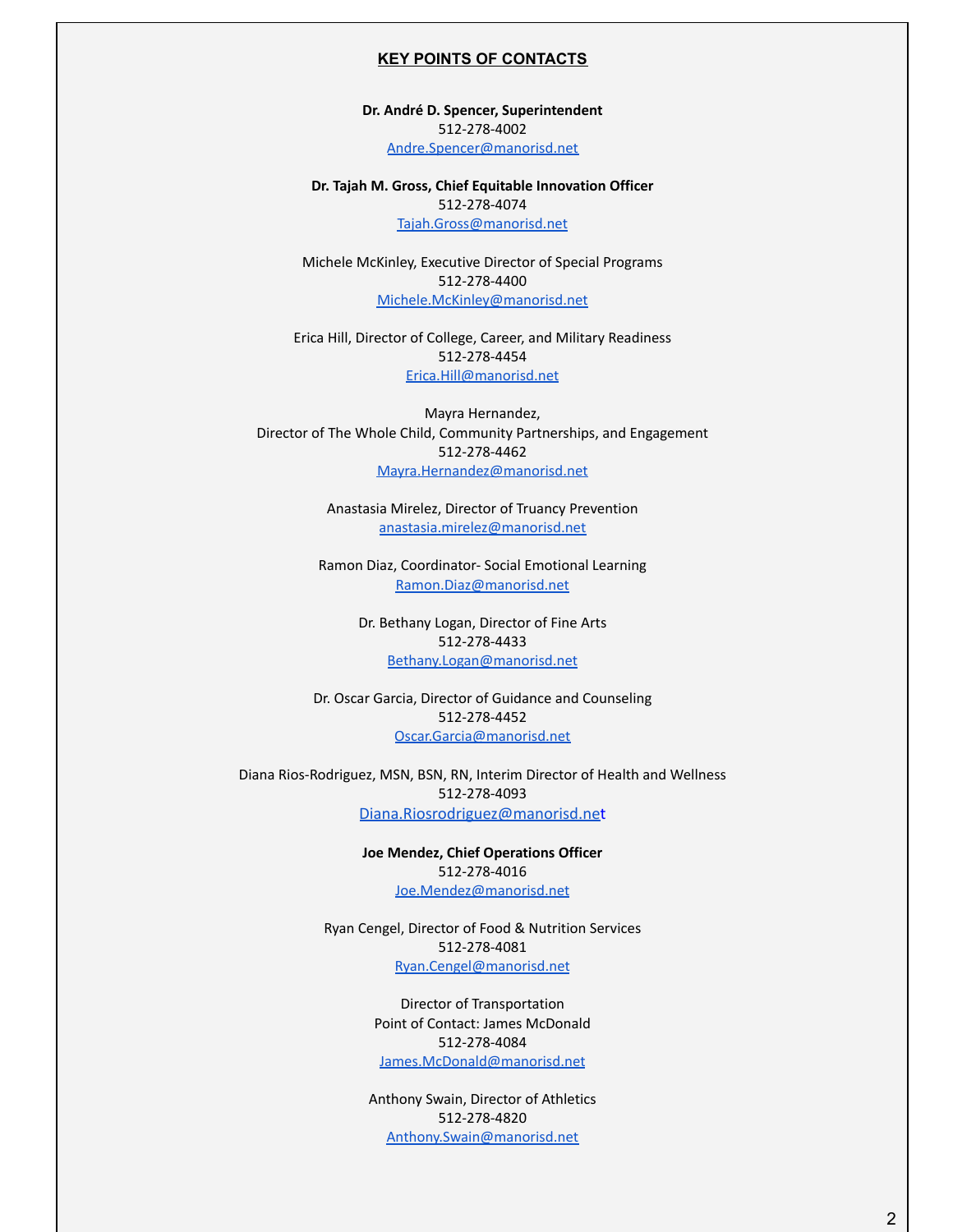## **KEY POINTS OF CONTACTS**

**Dr. André D. Spencer, Superintendent**
512-278-4002
Andre.Spencer@manorisd.net

**Dr. Tajah M. Gross, Chief Equitable Innovation Officer**
512-278-4074
Tajah.Gross@manorisd.net

Michele McKinley, Executive Director of Special Programs
512-278-4400
Michele.McKinley@manorisd.net

Erica Hill, Director of College, Career, and Military Readiness
512-278-4454
Erica.Hill@manorisd.net

Mayra Hernandez,
Director of The Whole Child, Community Partnerships, and Engagement
512-278-4462
Mayra.Hernandez@manorisd.net

Anastasia Mirelez, Director of Truancy Prevention
anastasia.mirelez@manorisd.net

Ramon Diaz, Coordinator- Social Emotional Learning
Ramon.Diaz@manorisd.net

Dr. Bethany Logan, Director of Fine Arts
512-278-4433
Bethany.Logan@manorisd.net

Dr. Oscar Garcia, Director of Guidance and Counseling
512-278-4452
Oscar.Garcia@manorisd.net

Diana Rios-Rodriguez, MSN, BSN, RN, Interim Director of Health and Wellness
512-278-4093
Diana.Riosrodriguez@manorisd.net

**Joe Mendez, Chief Operations Officer**
512-278-4016
Joe.Mendez@manorisd.net

Ryan Cengel, Director of Food & Nutrition Services
512-278-4081
Ryan.Cengel@manorisd.net

Director of Transportation
Point of Contact: James McDonald
512-278-4084
James.McDonald@manorisd.net

Anthony Swain, Director of Athletics
512-278-4820
Anthony.Swain@manorisd.net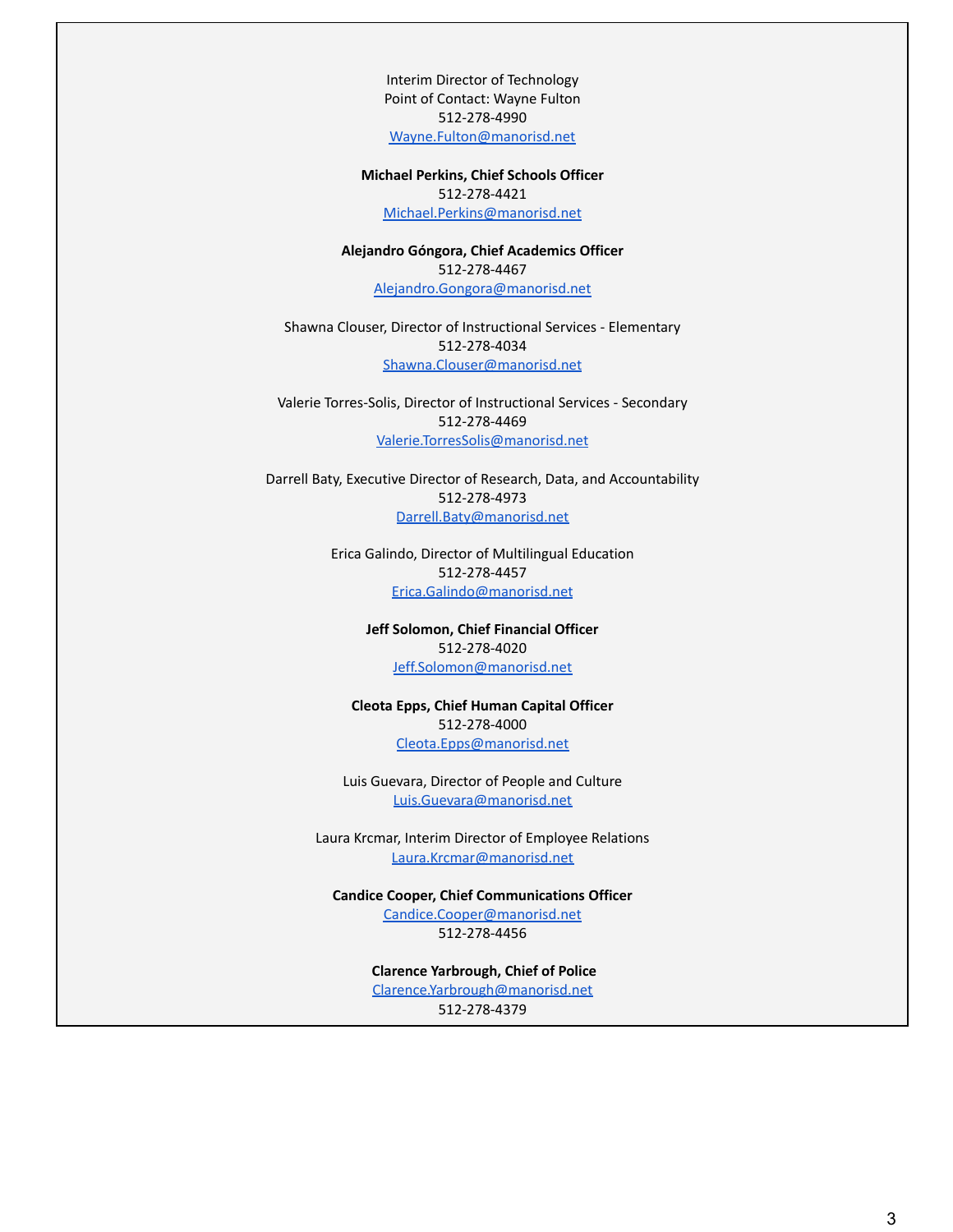Interim Director of Technology
Point of Contact: Wayne Fulton
512-278-4990
Wayne.Fulton@manorisd.net

**Michael Perkins, Chief Schools Officer**
512-278-4421
Michael.Perkins@manorisd.net

**Alejandro Góngora, Chief Academics Officer**
512-278-4467
Alejandro.Gongora@manorisd.net

Shawna Clouser, Director of Instructional Services - Elementary
512-278-4034
Shawna.Clouser@manorisd.net

Valerie Torres-Solis, Director of Instructional Services - Secondary
512-278-4469
Valerie.TorresSolis@manorisd.net

Darrell Baty, Executive Director of Research, Data, and Accountability
512-278-4973
Darrell.Baty@manorisd.net

Erica Galindo, Director of Multilingual Education
512-278-4457
Erica.Galindo@manorisd.net

**Jeff Solomon, Chief Financial Officer**
512-278-4020
Jeff.Solomon@manorisd.net

**Cleota Epps, Chief Human Capital Officer**
512-278-4000
Cleota.Epps@manorisd.net

Luis Guevara, Director of People and Culture
Luis.Guevara@manorisd.net

Laura Krcmar, Interim Director of Employee Relations
Laura.Krcmar@manorisd.net

**Candice Cooper, Chief Communications Officer**
Candice.Cooper@manorisd.net
512-278-4456

**Clarence Yarbrough, Chief of Police**
Clarence.Yarbrough@manorisd.net
512-278-4379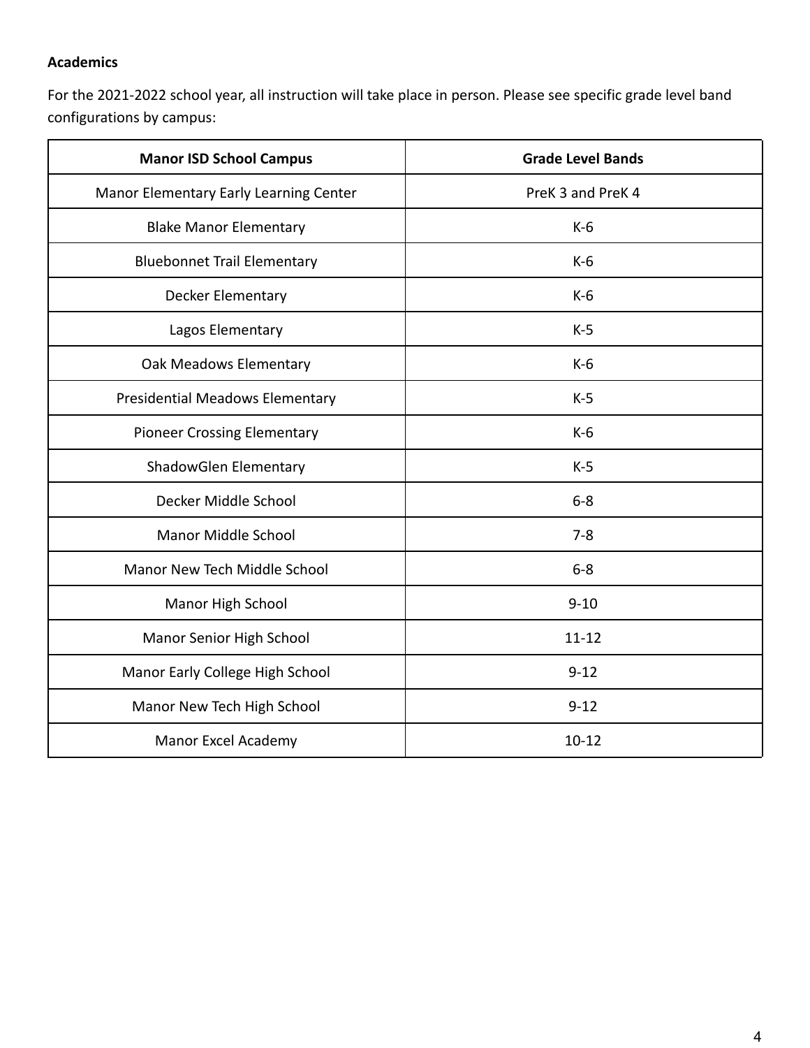**Academics**

For the 2021-2022 school year, all instruction will take place in person. Please see specific grade level band configurations by campus:

| Manor ISD School Campus | Grade Level Bands |
|---|---|
| Manor Elementary Early Learning Center | PreK 3 and PreK 4 |
| Blake Manor Elementary | K-6 |
| Bluebonnet Trail Elementary | K-6 |
| Decker Elementary | K-6 |
| Lagos Elementary | K-5 |
| Oak Meadows Elementary | K-6 |
| Presidential Meadows Elementary | K-5 |
| Pioneer Crossing Elementary | K-6 |
| ShadowGlen Elementary | K-5 |
| Decker Middle School | 6-8 |
| Manor Middle School | 7-8 |
| Manor New Tech Middle School | 6-8 |
| Manor High School | 9-10 |
| Manor Senior High School | 11-12 |
| Manor Early College High School | 9-12 |
| Manor New Tech High School | 9-12 |
| Manor Excel Academy | 10-12 |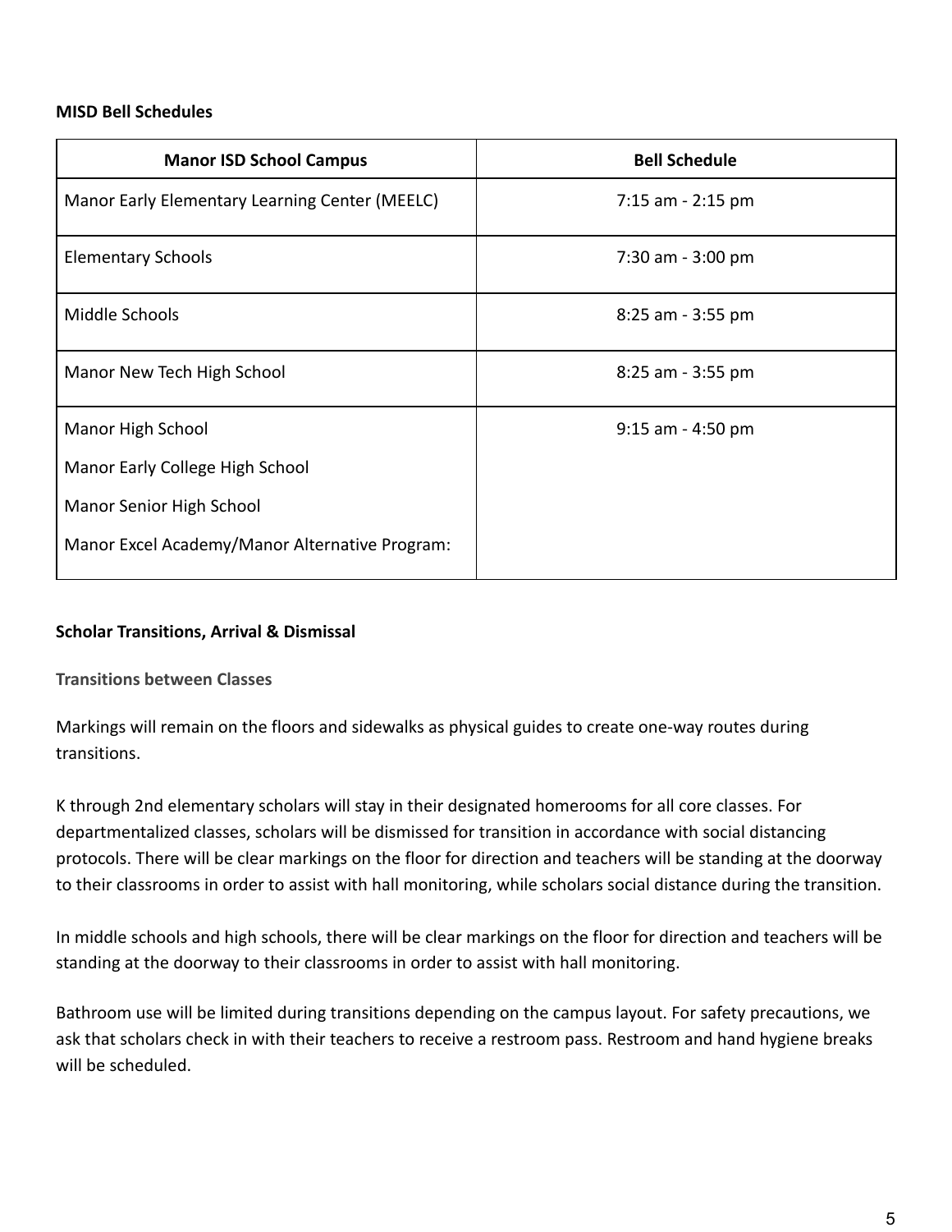**MISD Bell Schedules**

| Manor ISD School Campus | Bell Schedule |
| --- | --- |
| Manor Early Elementary Learning Center (MEELC) | 7:15 am - 2:15 pm |
| Elementary Schools | 7:30 am - 3:00 pm |
| Middle Schools | 8:25 am - 3:55 pm |
| Manor New Tech High School | 8:25 am - 3:55 pm |
| Manor High School<br>Manor Early College High School<br>Manor Senior High School<br>Manor Excel Academy/Manor Alternative Program: | 9:15 am - 4:50 pm |

**Scholar Transitions, Arrival & Dismissal**

**Transitions between Classes**

Markings will remain on the floors and sidewalks as physical guides to create one-way routes during transitions.

K through 2nd elementary scholars will stay in their designated homerooms for all core classes. For departmentalized classes, scholars will be dismissed for transition in accordance with social distancing protocols. There will be clear markings on the floor for direction and teachers will be standing at the doorway to their classrooms in order to assist with hall monitoring, while scholars social distance during the transition.

In middle schools and high schools, there will be clear markings on the floor for direction and teachers will be standing at the doorway to their classrooms in order to assist with hall monitoring.

Bathroom use will be limited during transitions depending on the campus layout. For safety precautions, we ask that scholars check in with their teachers to receive a restroom pass. Restroom and hand hygiene breaks will be scheduled.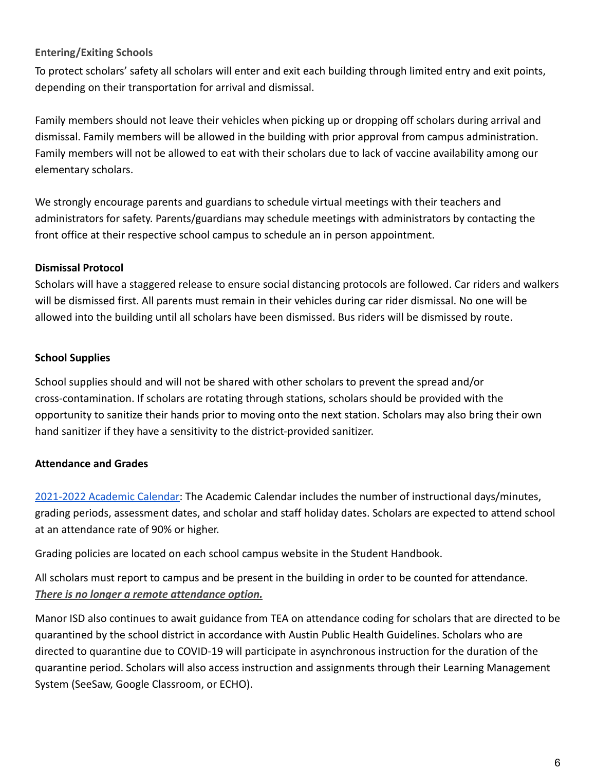### Entering/Exiting Schools

To protect scholars' safety all scholars will enter and exit each building through limited entry and exit points, depending on their transportation for arrival and dismissal.

Family members should not leave their vehicles when picking up or dropping off scholars during arrival and dismissal. Family members will be allowed in the building with prior approval from campus administration. Family members will not be allowed to eat with their scholars due to lack of vaccine availability among our elementary scholars.

We strongly encourage parents and guardians to schedule virtual meetings with their teachers and administrators for safety. Parents/guardians may schedule meetings with administrators by contacting the front office at their respective school campus to schedule an in person appointment.

### Dismissal Protocol

Scholars will have a staggered release to ensure social distancing protocols are followed. Car riders and walkers will be dismissed first. All parents must remain in their vehicles during car rider dismissal. No one will be allowed into the building until all scholars have been dismissed. Bus riders will be dismissed by route.

### School Supplies

School supplies should and will not be shared with other scholars to prevent the spread and/or cross-contamination. If scholars are rotating through stations, scholars should be provided with the opportunity to sanitize their hands prior to moving onto the next station. Scholars may also bring their own hand sanitizer if they have a sensitivity to the district-provided sanitizer.

### Attendance and Grades

2021-2022 Academic Calendar: The Academic Calendar includes the number of instructional days/minutes, grading periods, assessment dates, and scholar and staff holiday dates. Scholars are expected to attend school at an attendance rate of 90% or higher.

Grading policies are located on each school campus website in the Student Handbook.

All scholars must report to campus and be present in the building in order to be counted for attendance. ***There is no longer a remote attendance option.***

Manor ISD also continues to await guidance from TEA on attendance coding for scholars that are directed to be quarantined by the school district in accordance with Austin Public Health Guidelines. Scholars who are directed to quarantine due to COVID-19 will participate in asynchronous instruction for the duration of the quarantine period. Scholars will also access instruction and assignments through their Learning Management System (SeeSaw, Google Classroom, or ECHO).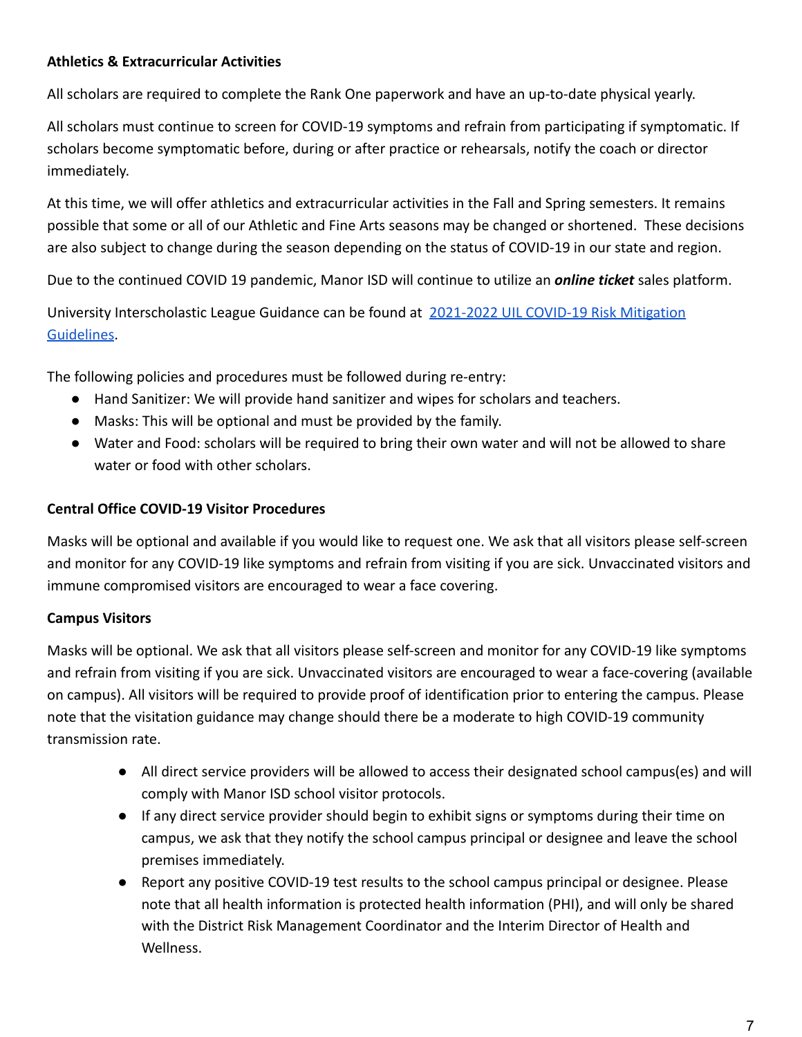**Athletics & Extracurricular Activities**

All scholars are required to complete the Rank One paperwork and have an up-to-date physical yearly.

All scholars must continue to screen for COVID-19 symptoms and refrain from participating if symptomatic. If scholars become symptomatic before, during or after practice or rehearsals, notify the coach or director immediately.

At this time, we will offer athletics and extracurricular activities in the Fall and Spring semesters. It remains possible that some or all of our Athletic and Fine Arts seasons may be changed or shortened. These decisions are also subject to change during the season depending on the status of COVID-19 in our state and region.

Due to the continued COVID 19 pandemic, Manor ISD will continue to utilize an ***online ticket*** sales platform.

University Interscholastic League Guidance can be found at [2021-2022 UIL COVID-19 Risk Mitigation Guidelines](2021-2022 UIL COVID-19 Risk Mitigation Guidelines).

The following policies and procedures must be followed during re-entry:

- Hand Sanitizer: We will provide hand sanitizer and wipes for scholars and teachers.
- Masks: This will be optional and must be provided by the family.
- Water and Food: scholars will be required to bring their own water and will not be allowed to share water or food with other scholars.

**Central Office COVID-19 Visitor Procedures**

Masks will be optional and available if you would like to request one. We ask that all visitors please self-screen and monitor for any COVID-19 like symptoms and refrain from visiting if you are sick. Unvaccinated visitors and immune compromised visitors are encouraged to wear a face covering.

**Campus Visitors**

Masks will be optional. We ask that all visitors please self-screen and monitor for any COVID-19 like symptoms and refrain from visiting if you are sick. Unvaccinated visitors are encouraged to wear a face-covering (available on campus). All visitors will be required to provide proof of identification prior to entering the campus. Please note that the visitation guidance may change should there be a moderate to high COVID-19 community transmission rate.

- All direct service providers will be allowed to access their designated school campus(es) and will comply with Manor ISD school visitor protocols.
- If any direct service provider should begin to exhibit signs or symptoms during their time on campus, we ask that they notify the school campus principal or designee and leave the school premises immediately.
- Report any positive COVID-19 test results to the school campus principal or designee. Please note that all health information is protected health information (PHI), and will only be shared with the District Risk Management Coordinator and the Interim Director of Health and Wellness.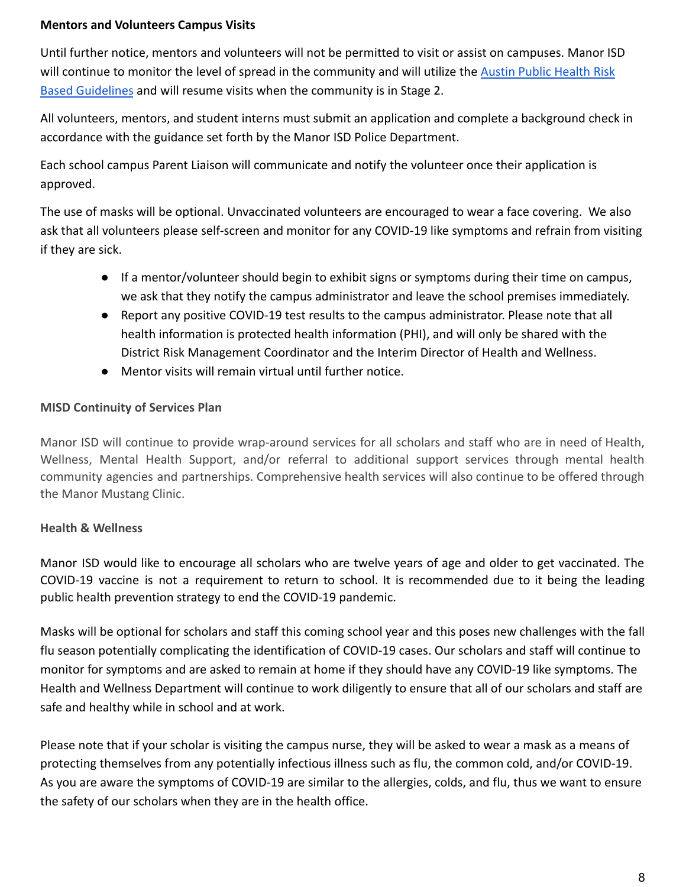**Mentors and Volunteers Campus Visits**

Until further notice, mentors and volunteers will not be permitted to visit or assist on campuses. Manor ISD will continue to monitor the level of spread in the community and will utilize the Austin Public Health Risk Based Guidelines and will resume visits when the community is in Stage 2.

All volunteers, mentors, and student interns must submit an application and complete a background check in accordance with the guidance set forth by the Manor ISD Police Department.

Each school campus Parent Liaison will communicate and notify the volunteer once their application is approved.

The use of masks will be optional. Unvaccinated volunteers are encouraged to wear a face covering. We also ask that all volunteers please self-screen and monitor for any COVID-19 like symptoms and refrain from visiting if they are sick.

- If a mentor/volunteer should begin to exhibit signs or symptoms during their time on campus, we ask that they notify the campus administrator and leave the school premises immediately.
- Report any positive COVID-19 test results to the campus administrator. Please note that all health information is protected health information (PHI), and will only be shared with the District Risk Management Coordinator and the Interim Director of Health and Wellness.
- Mentor visits will remain virtual until further notice.

**MISD Continuity of Services Plan**

Manor ISD will continue to provide wrap-around services for all scholars and staff who are in need of Health, Wellness, Mental Health Support, and/or referral to additional support services through mental health community agencies and partnerships. Comprehensive health services will also continue to be offered through the Manor Mustang Clinic.

**Health & Wellness**

Manor ISD would like to encourage all scholars who are twelve years of age and older to get vaccinated. The COVID-19 vaccine is not a requirement to return to school. It is recommended due to it being the leading public health prevention strategy to end the COVID-19 pandemic.

Masks will be optional for scholars and staff this coming school year and this poses new challenges with the fall flu season potentially complicating the identification of COVID-19 cases. Our scholars and staff will continue to monitor for symptoms and are asked to remain at home if they should have any COVID-19 like symptoms. The Health and Wellness Department will continue to work diligently to ensure that all of our scholars and staff are safe and healthy while in school and at work.

Please note that if your scholar is visiting the campus nurse, they will be asked to wear a mask as a means of protecting themselves from any potentially infectious illness such as flu, the common cold, and/or COVID-19. As you are aware the symptoms of COVID-19 are similar to the allergies, colds, and flu, thus we want to ensure the safety of our scholars when they are in the health office.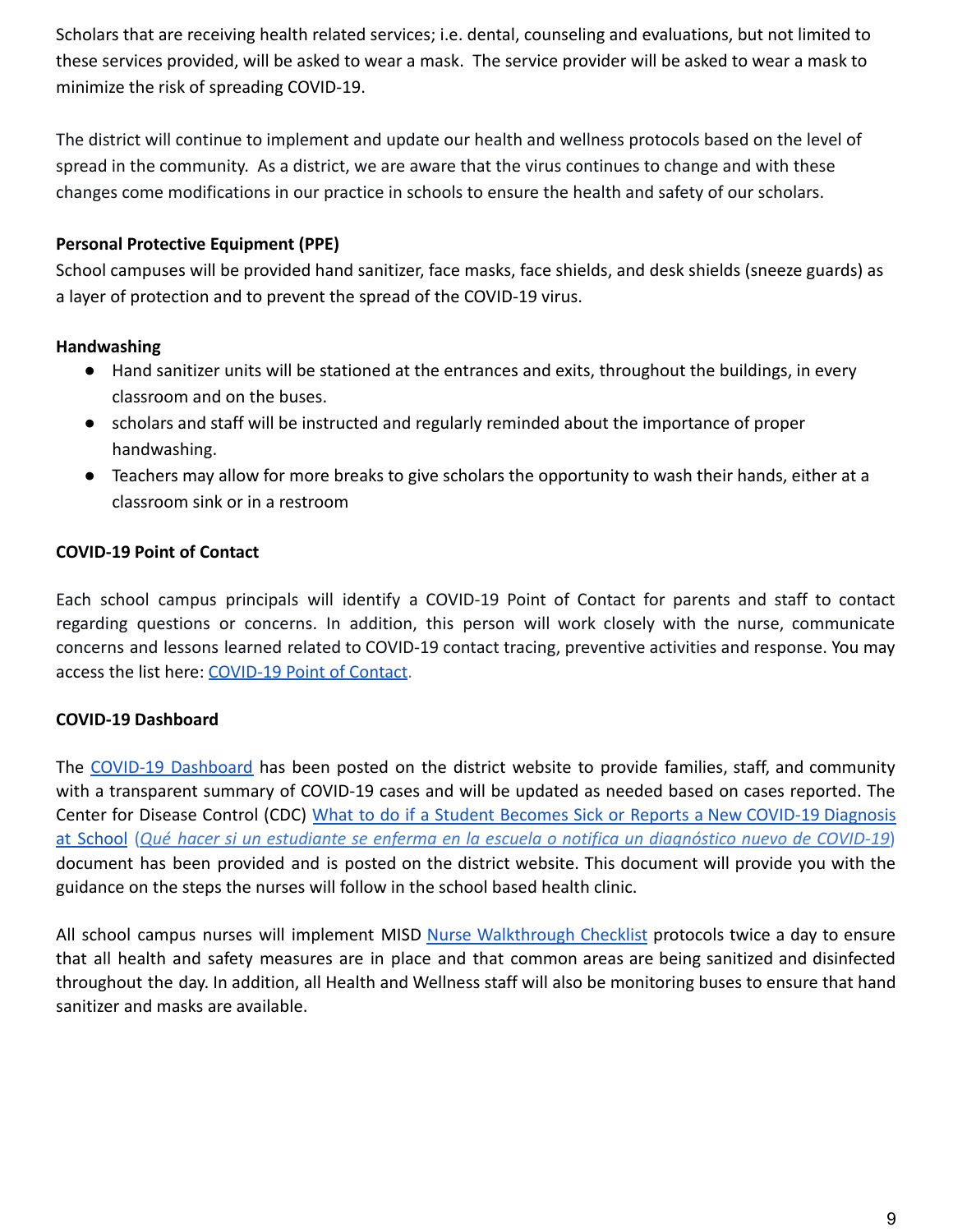Scholars that are receiving health related services; i.e. dental, counseling and evaluations, but not limited to these services provided, will be asked to wear a mask. The service provider will be asked to wear a mask to minimize the risk of spreading COVID-19.

The district will continue to implement and update our health and wellness protocols based on the level of spread in the community. As a district, we are aware that the virus continues to change and with these changes come modifications in our practice in schools to ensure the health and safety of our scholars.

**Personal Protective Equipment (PPE)**

School campuses will be provided hand sanitizer, face masks, face shields, and desk shields (sneeze guards) as a layer of protection and to prevent the spread of the COVID-19 virus.

**Handwashing**

- Hand sanitizer units will be stationed at the entrances and exits, throughout the buildings, in every classroom and on the buses.
- scholars and staff will be instructed and regularly reminded about the importance of proper handwashing.
- Teachers may allow for more breaks to give scholars the opportunity to wash their hands, either at a classroom sink or in a restroom

**COVID-19 Point of Contact**

Each school campus principals will identify a COVID-19 Point of Contact for parents and staff to contact regarding questions or concerns. In addition, this person will work closely with the nurse, communicate concerns and lessons learned related to COVID-19 contact tracing, preventive activities and response. You may access the list here: COVID-19 Point of Contact.

**COVID-19 Dashboard**

The COVID-19 Dashboard has been posted on the district website to provide families, staff, and community with a transparent summary of COVID-19 cases and will be updated as needed based on cases reported. The Center for Disease Control (CDC) What to do if a Student Becomes Sick or Reports a New COVID-19 Diagnosis at School (*Qué hacer si un estudiante se enferma en la escuela o notifica un diagnóstico nuevo de COVID-19*) document has been provided and is posted on the district website. This document will provide you with the guidance on the steps the nurses will follow in the school based health clinic.

All school campus nurses will implement MISD Nurse Walkthrough Checklist protocols twice a day to ensure that all health and safety measures are in place and that common areas are being sanitized and disinfected throughout the day. In addition, all Health and Wellness staff will also be monitoring buses to ensure that hand sanitizer and masks are available.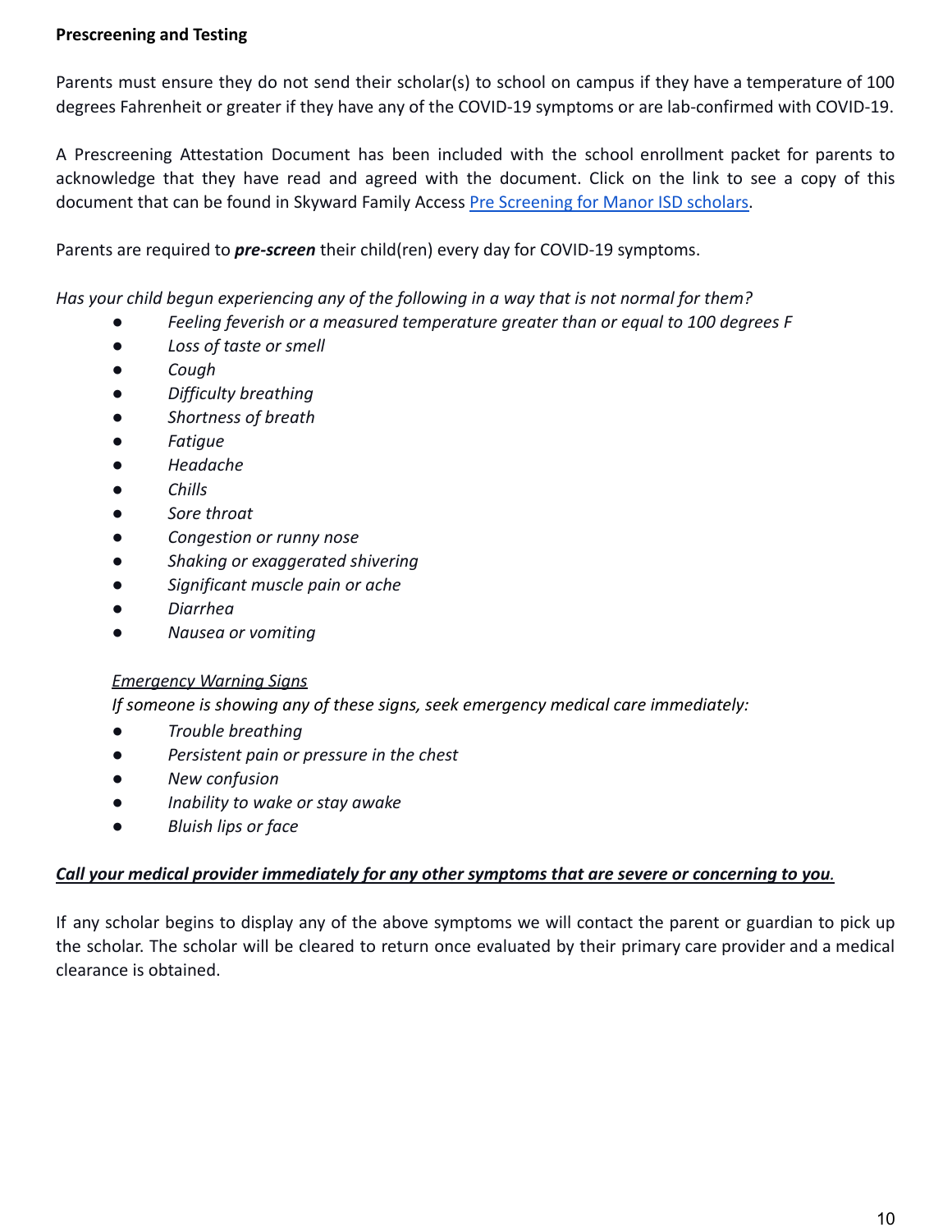**Prescreening and Testing**

Parents must ensure they do not send their scholar(s) to school on campus if they have a temperature of 100 degrees Fahrenheit or greater if they have any of the COVID-19 symptoms or are lab-confirmed with COVID-19.

A Prescreening Attestation Document has been included with the school enrollment packet for parents to acknowledge that they have read and agreed with the document. Click on the link to see a copy of this document that can be found in Skyward Family Access [Pre Screening for Manor ISD scholars](#).

Parents are required to ***pre-screen*** their child(ren) every day for COVID-19 symptoms.

*Has your child begun experiencing any of the following in a way that is not normal for them?*

- *Feeling feverish or a measured temperature greater than or equal to 100 degrees F*
- *Loss of taste or smell*
- *Cough*
- *Difficulty breathing*
- *Shortness of breath*
- *Fatigue*
- *Headache*
- *Chills*
- *Sore throat*
- *Congestion or runny nose*
- *Shaking or exaggerated shivering*
- *Significant muscle pain or ache*
- *Diarrhea*
- *Nausea or vomiting*

*<u>Emergency Warning Signs</u>*
*If someone is showing any of these signs, seek emergency medical care immediately:*

- *Trouble breathing*
- *Persistent pain or pressure in the chest*
- *New confusion*
- *Inability to wake or stay awake*
- *Bluish lips or face*

***<u>Call your medical provider immediately for any other symptoms that are severe or concerning to you</u>.***

If any scholar begins to display any of the above symptoms we will contact the parent or guardian to pick up the scholar. The scholar will be cleared to return once evaluated by their primary care provider and a medical clearance is obtained.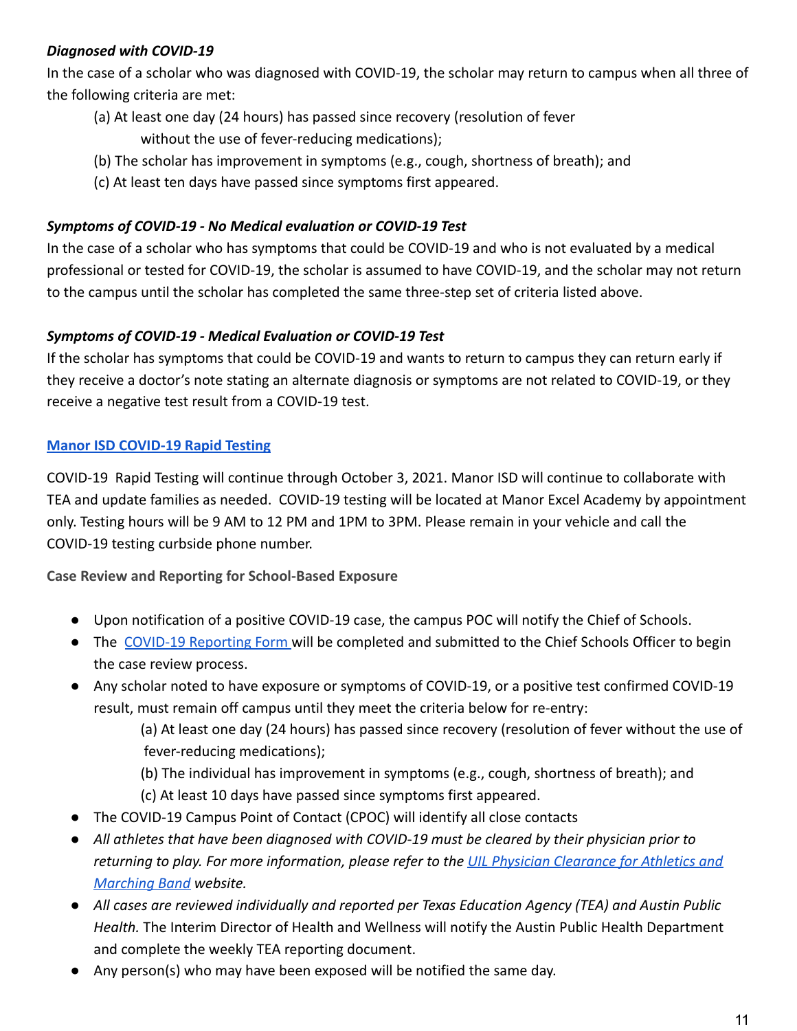***Diagnosed with COVID-19***

In the case of a scholar who was diagnosed with COVID-19, the scholar may return to campus when all three of the following criteria are met:

(a) At least one day (24 hours) has passed since recovery (resolution of fever without the use of fever-reducing medications);

(b) The scholar has improvement in symptoms (e.g., cough, shortness of breath); and

(c) At least ten days have passed since symptoms first appeared.

***Symptoms of COVID-19 - No Medical evaluation or COVID-19 Test***

In the case of a scholar who has symptoms that could be COVID-19 and who is not evaluated by a medical professional or tested for COVID-19, the scholar is assumed to have COVID-19, and the scholar may not return to the campus until the scholar has completed the same three-step set of criteria listed above.

***Symptoms of COVID-19 - Medical Evaluation or COVID-19 Test***

If the scholar has symptoms that could be COVID-19 and wants to return to campus they can return early if they receive a doctor's note stating an alternate diagnosis or symptoms are not related to COVID-19, or they receive a negative test result from a COVID-19 test.

**Manor ISD COVID-19 Rapid Testing**

COVID-19 Rapid Testing will continue through October 3, 2021. Manor ISD will continue to collaborate with TEA and update families as needed. COVID-19 testing will be located at Manor Excel Academy by appointment only. Testing hours will be 9 AM to 12 PM and 1PM to 3PM. Please remain in your vehicle and call the COVID-19 testing curbside phone number.

**Case Review and Reporting for School-Based Exposure**

- Upon notification of a positive COVID-19 case, the campus POC will notify the Chief of Schools.
- The COVID-19 Reporting Form will be completed and submitted to the Chief Schools Officer to begin the case review process.
- Any scholar noted to have exposure or symptoms of COVID-19, or a positive test confirmed COVID-19 result, must remain off campus until they meet the criteria below for re-entry:
  
  (a) At least one day (24 hours) has passed since recovery (resolution of fever without the use of fever-reducing medications);
  
  (b) The individual has improvement in symptoms (e.g., cough, shortness of breath); and
  
  (c) At least 10 days have passed since symptoms first appeared.
- The COVID-19 Campus Point of Contact (CPOC) will identify all close contacts
- *All athletes that have been diagnosed with COVID-19 must be cleared by their physician prior to returning to play. For more information, please refer to the UIL Physician Clearance for Athletics and Marching Band website.*
- *All cases are reviewed individually and reported per Texas Education Agency (TEA) and Austin Public Health.* The Interim Director of Health and Wellness will notify the Austin Public Health Department and complete the weekly TEA reporting document.
- Any person(s) who may have been exposed will be notified the same day.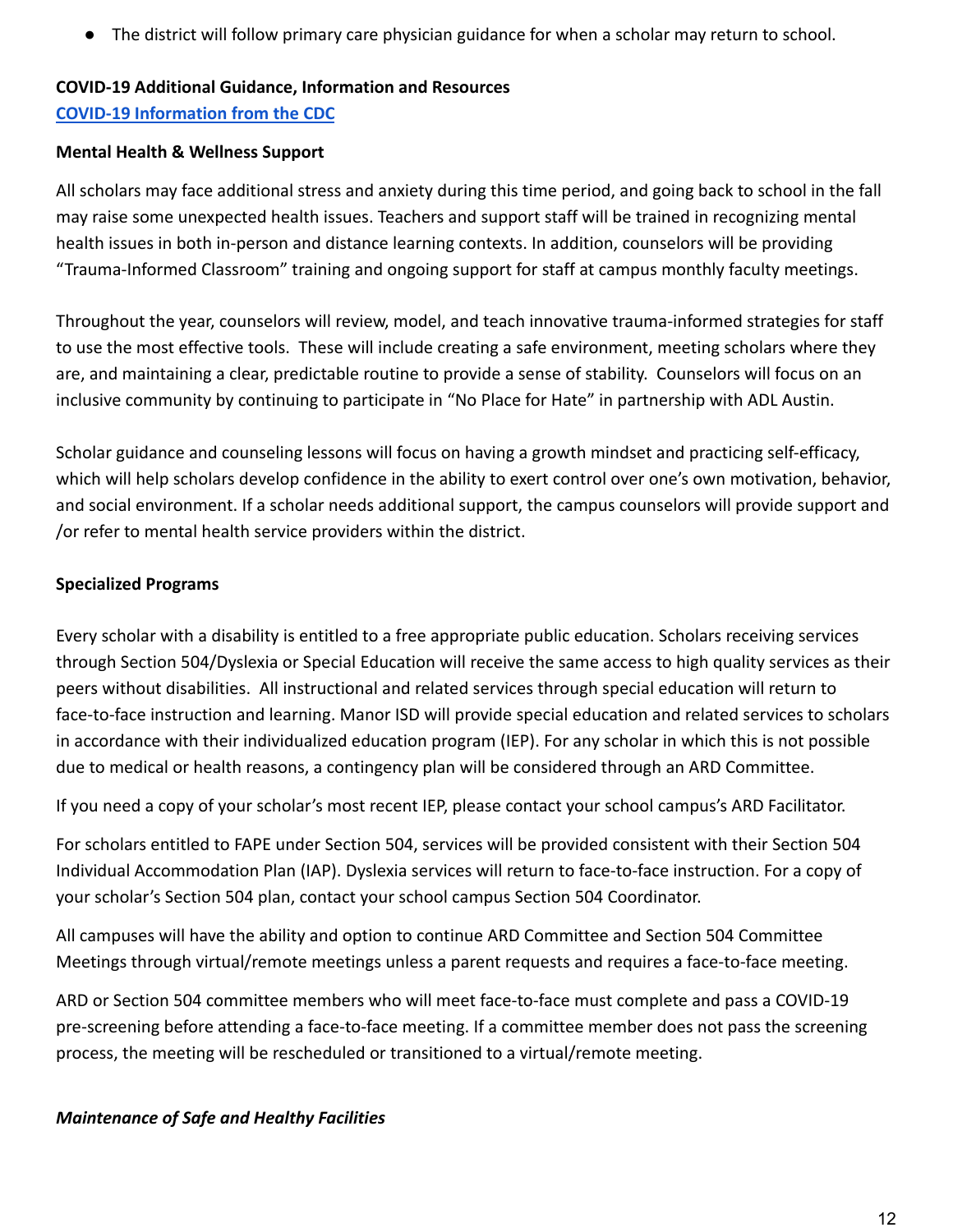- The district will follow primary care physician guidance for when a scholar may return to school.

**COVID-19 Additional Guidance, Information and Resources**
**[COVID-19 Information from the CDC]**

**Mental Health & Wellness Support**

All scholars may face additional stress and anxiety during this time period, and going back to school in the fall may raise some unexpected health issues. Teachers and support staff will be trained in recognizing mental health issues in both in-person and distance learning contexts. In addition, counselors will be providing "Trauma-Informed Classroom" training and ongoing support for staff at campus monthly faculty meetings.

Throughout the year, counselors will review, model, and teach innovative trauma-informed strategies for staff to use the most effective tools. These will include creating a safe environment, meeting scholars where they are, and maintaining a clear, predictable routine to provide a sense of stability. Counselors will focus on an inclusive community by continuing to participate in "No Place for Hate" in partnership with ADL Austin.

Scholar guidance and counseling lessons will focus on having a growth mindset and practicing self-efficacy, which will help scholars develop confidence in the ability to exert control over one's own motivation, behavior, and social environment. If a scholar needs additional support, the campus counselors will provide support and /or refer to mental health service providers within the district.

**Specialized Programs**

Every scholar with a disability is entitled to a free appropriate public education. Scholars receiving services through Section 504/Dyslexia or Special Education will receive the same access to high quality services as their peers without disabilities. All instructional and related services through special education will return to face-to-face instruction and learning. Manor ISD will provide special education and related services to scholars in accordance with their individualized education program (IEP). For any scholar in which this is not possible due to medical or health reasons, a contingency plan will be considered through an ARD Committee.

If you need a copy of your scholar's most recent IEP, please contact your school campus's ARD Facilitator.

For scholars entitled to FAPE under Section 504, services will be provided consistent with their Section 504 Individual Accommodation Plan (IAP). Dyslexia services will return to face-to-face instruction. For a copy of your scholar's Section 504 plan, contact your school campus Section 504 Coordinator.

All campuses will have the ability and option to continue ARD Committee and Section 504 Committee Meetings through virtual/remote meetings unless a parent requests and requires a face-to-face meeting.

ARD or Section 504 committee members who will meet face-to-face must complete and pass a COVID-19 pre-screening before attending a face-to-face meeting. If a committee member does not pass the screening process, the meeting will be rescheduled or transitioned to a virtual/remote meeting.

***Maintenance of Safe and Healthy Facilities***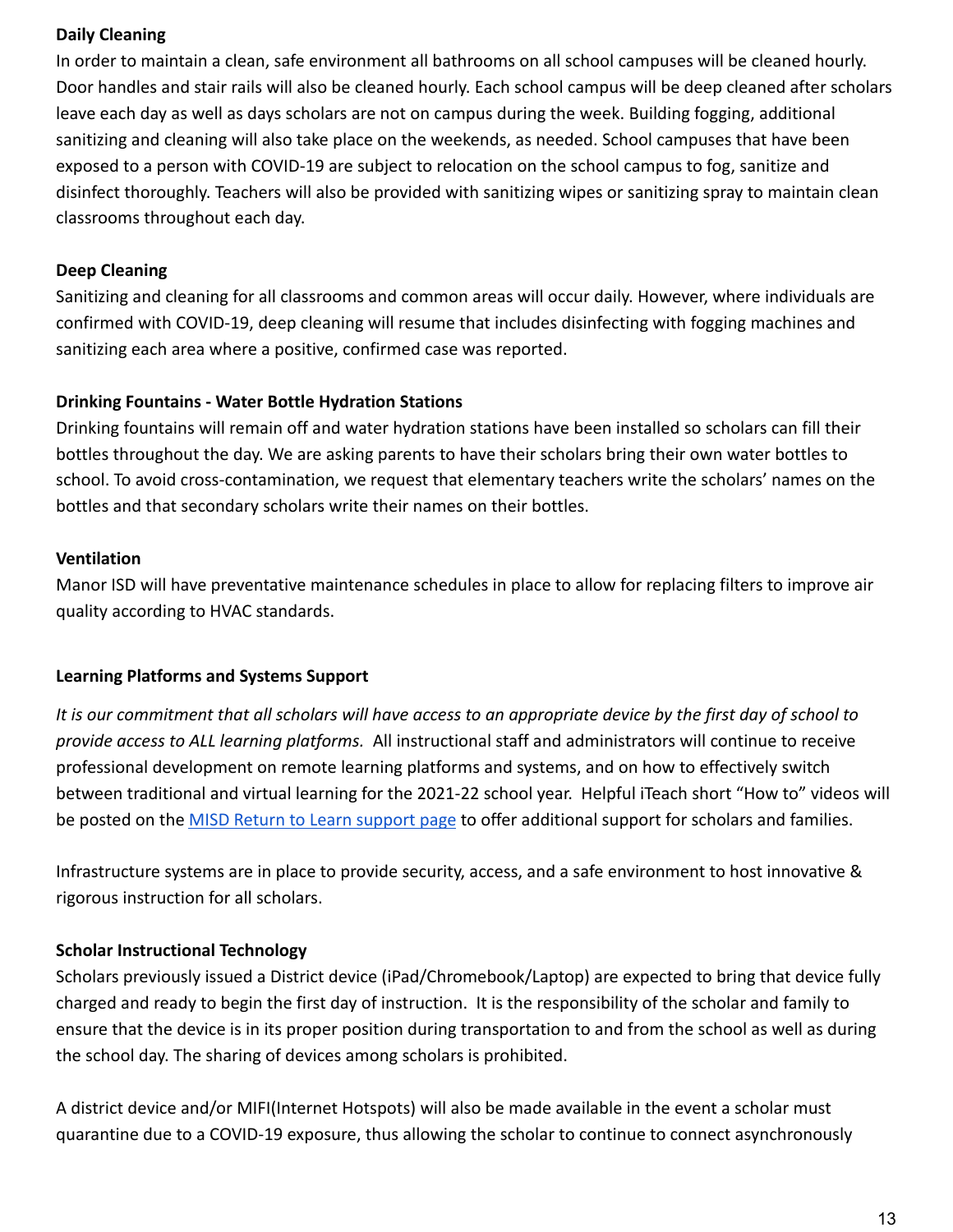**Daily Cleaning**

In order to maintain a clean, safe environment all bathrooms on all school campuses will be cleaned hourly. Door handles and stair rails will also be cleaned hourly. Each school campus will be deep cleaned after scholars leave each day as well as days scholars are not on campus during the week. Building fogging, additional sanitizing and cleaning will also take place on the weekends, as needed. School campuses that have been exposed to a person with COVID-19 are subject to relocation on the school campus to fog, sanitize and disinfect thoroughly. Teachers will also be provided with sanitizing wipes or sanitizing spray to maintain clean classrooms throughout each day.

**Deep Cleaning**

Sanitizing and cleaning for all classrooms and common areas will occur daily. However, where individuals are confirmed with COVID-19, deep cleaning will resume that includes disinfecting with fogging machines and sanitizing each area where a positive, confirmed case was reported.

**Drinking Fountains - Water Bottle Hydration Stations**

Drinking fountains will remain off and water hydration stations have been installed so scholars can fill their bottles throughout the day. We are asking parents to have their scholars bring their own water bottles to school. To avoid cross-contamination, we request that elementary teachers write the scholars' names on the bottles and that secondary scholars write their names on their bottles.

**Ventilation**

Manor ISD will have preventative maintenance schedules in place to allow for replacing filters to improve air quality according to HVAC standards.

**Learning Platforms and Systems Support**

*It is our commitment that all scholars will have access to an appropriate device by the first day of school to provide access to ALL learning platforms.* All instructional staff and administrators will continue to receive professional development on remote learning platforms and systems, and on how to effectively switch between traditional and virtual learning for the 2021-22 school year. Helpful iTeach short "How to" videos will be posted on the MISD Return to Learn support page to offer additional support for scholars and families.

Infrastructure systems are in place to provide security, access, and a safe environment to host innovative & rigorous instruction for all scholars.

**Scholar Instructional Technology**

Scholars previously issued a District device (iPad/Chromebook/Laptop) are expected to bring that device fully charged and ready to begin the first day of instruction. It is the responsibility of the scholar and family to ensure that the device is in its proper position during transportation to and from the school as well as during the school day. The sharing of devices among scholars is prohibited.

A district device and/or MIFI(Internet Hotspots) will also be made available in the event a scholar must quarantine due to a COVID-19 exposure, thus allowing the scholar to continue to connect asynchronously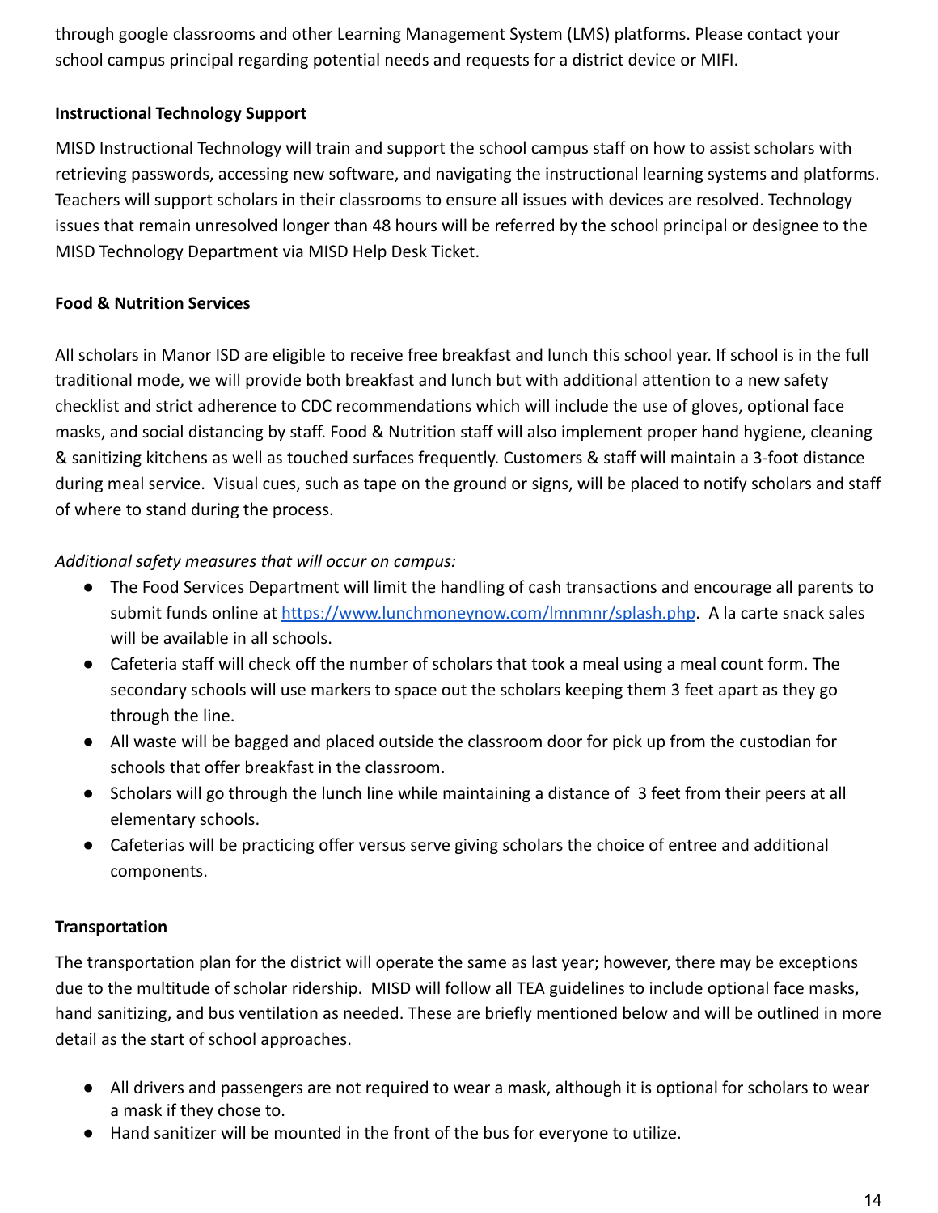through google classrooms and other Learning Management System (LMS) platforms. Please contact your school campus principal regarding potential needs and requests for a district device or MIFI.

**Instructional Technology Support**

MISD Instructional Technology will train and support the school campus staff on how to assist scholars with retrieving passwords, accessing new software, and navigating the instructional learning systems and platforms. Teachers will support scholars in their classrooms to ensure all issues with devices are resolved. Technology issues that remain unresolved longer than 48 hours will be referred by the school principal or designee to the MISD Technology Department via MISD Help Desk Ticket.

**Food & Nutrition Services**

All scholars in Manor ISD are eligible to receive free breakfast and lunch this school year. If school is in the full traditional mode, we will provide both breakfast and lunch but with additional attention to a new safety checklist and strict adherence to CDC recommendations which will include the use of gloves, optional face masks, and social distancing by staff. Food & Nutrition staff will also implement proper hand hygiene, cleaning & sanitizing kitchens as well as touched surfaces frequently. Customers & staff will maintain a 3-foot distance during meal service. Visual cues, such as tape on the ground or signs, will be placed to notify scholars and staff of where to stand during the process.

*Additional safety measures that will occur on campus:*

- The Food Services Department will limit the handling of cash transactions and encourage all parents to submit funds online at https://www.lunchmoneynow.com/lmnmnr/splash.php. A la carte snack sales will be available in all schools.
- Cafeteria staff will check off the number of scholars that took a meal using a meal count form. The secondary schools will use markers to space out the scholars keeping them 3 feet apart as they go through the line.
- All waste will be bagged and placed outside the classroom door for pick up from the custodian for schools that offer breakfast in the classroom.
- Scholars will go through the lunch line while maintaining a distance of 3 feet from their peers at all elementary schools.
- Cafeterias will be practicing offer versus serve giving scholars the choice of entree and additional components.

**Transportation**

The transportation plan for the district will operate the same as last year; however, there may be exceptions due to the multitude of scholar ridership. MISD will follow all TEA guidelines to include optional face masks, hand sanitizing, and bus ventilation as needed. These are briefly mentioned below and will be outlined in more detail as the start of school approaches.

- All drivers and passengers are not required to wear a mask, although it is optional for scholars to wear a mask if they chose to.
- Hand sanitizer will be mounted in the front of the bus for everyone to utilize.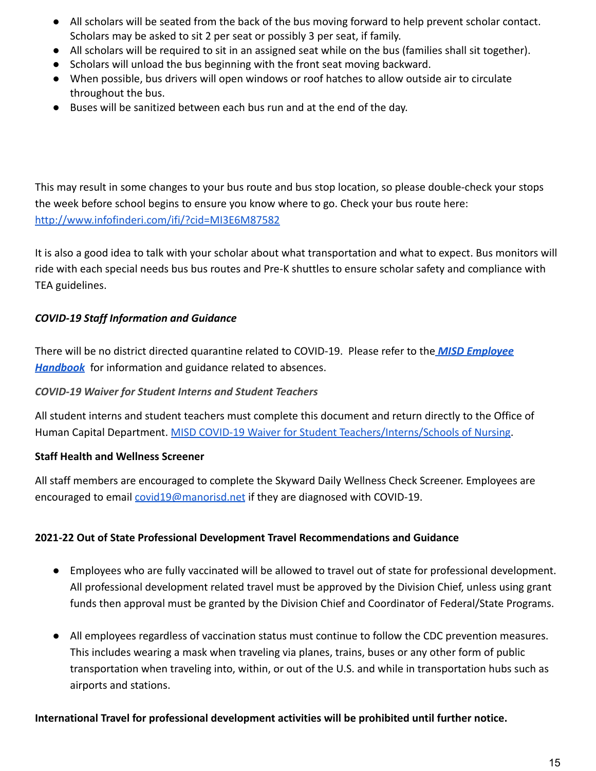- All scholars will be seated from the back of the bus moving forward to help prevent scholar contact. Scholars may be asked to sit 2 per seat or possibly 3 per seat, if family.
- All scholars will be required to sit in an assigned seat while on the bus (families shall sit together).
- Scholars will unload the bus beginning with the front seat moving backward.
- When possible, bus drivers will open windows or roof hatches to allow outside air to circulate throughout the bus.
- Buses will be sanitized between each bus run and at the end of the day.

This may result in some changes to your bus route and bus stop location, so please double-check your stops the week before school begins to ensure you know where to go. Check your bus route here: [http://www.infofinderi.com/ifi/?cid=MI3E6M87582](http://www.infofinderi.com/ifi/?cid=MI3E6M87582)

It is also a good idea to talk with your scholar about what transportation and what to expect. Bus monitors will ride with each special needs bus bus routes and Pre-K shuttles to ensure scholar safety and compliance with TEA guidelines.

***COVID-19 Staff Information and Guidance***

There will be no district directed quarantine related to COVID-19. Please refer to the ***MISD Employee Handbook*** for information and guidance related to absences.

*COVID-19 Waiver for Student Interns and Student Teachers*

All student interns and student teachers must complete this document and return directly to the Office of Human Capital Department. MISD COVID-19 Waiver for Student Teachers/Interns/Schools of Nursing.

**Staff Health and Wellness Screener**

All staff members are encouraged to complete the Skyward Daily Wellness Check Screener. Employees are encouraged to email covid19@manorisd.net if they are diagnosed with COVID-19.

**2021-22 Out of State Professional Development Travel Recommendations and Guidance**

- Employees who are fully vaccinated will be allowed to travel out of state for professional development. All professional development related travel must be approved by the Division Chief, unless using grant funds then approval must be granted by the Division Chief and Coordinator of Federal/State Programs.

- All employees regardless of vaccination status must continue to follow the CDC prevention measures. This includes wearing a mask when traveling via planes, trains, buses or any other form of public transportation when traveling into, within, or out of the U.S. and while in transportation hubs such as airports and stations.

**International Travel for professional development activities will be prohibited until further notice.**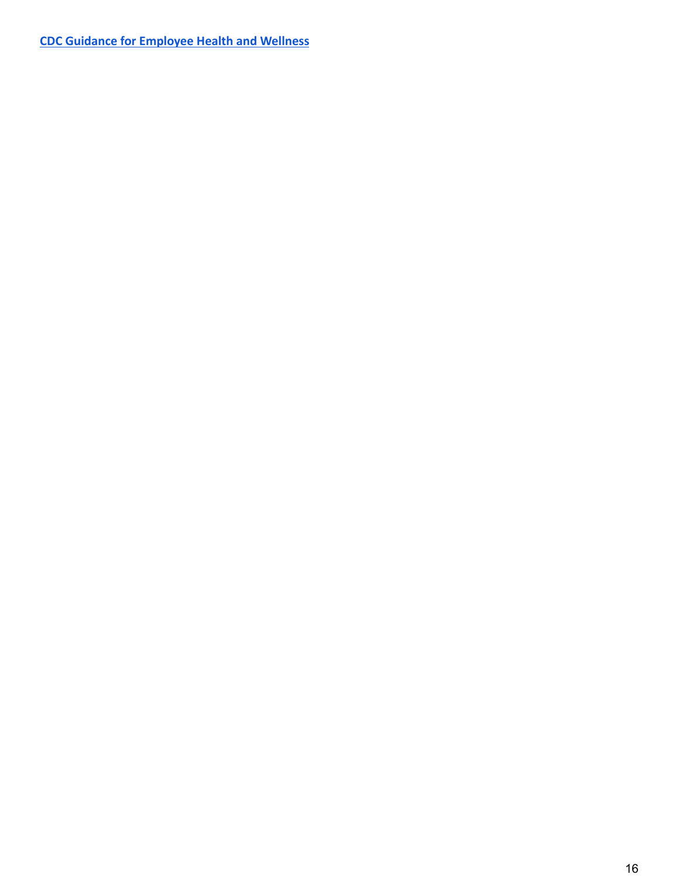**CDC Guidance for Employee Health and Wellness**